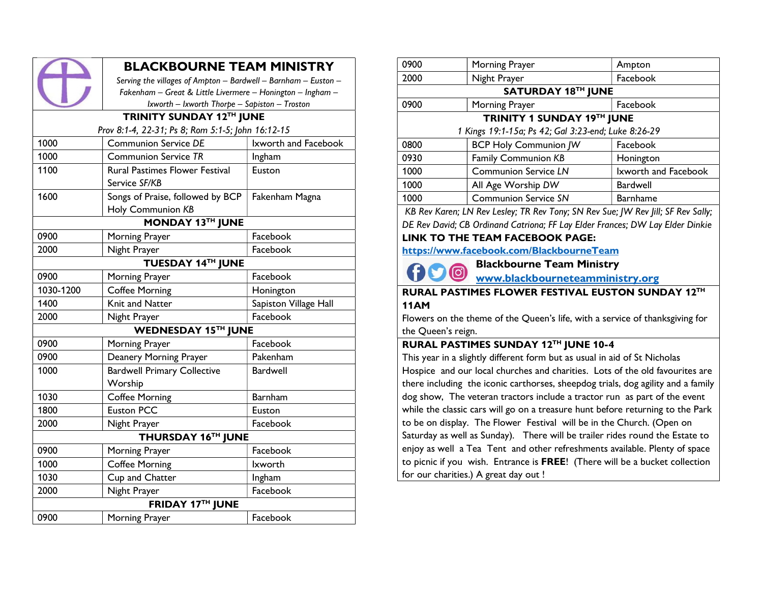# BLACKBOURNE TEAM MINISTRY

*Serving the villages of Ampton – Bardwell – Barnham – Euston – Fakenham – Great & Little Livermere – Honington – Ingham – Ixworth – Ixworth Thorpe – Sapiston – Troston*

| TRINITY SUNDAY 12TH JUNE | | |
|---|---|---|
| *Prov 8:1-4, 22-31; Ps 8; Rom 5:1-5; John 16:12-15* | | |
| 1000 | Communion Service *DE* | Ixworth and Facebook |
| 1000 | Communion Service *TR* | Ingham |
| 1100 | Rural Pastimes Flower Festival Service *SF/KB* | Euston |
| 1600 | Songs of Praise, followed by BCP Holy Communion *KB* | Fakenham Magna |
| **MONDAY 13TH JUNE** | | |
| 0900 | Morning Prayer | Facebook |
| 2000 | Night Prayer | Facebook |
| **TUESDAY 14TH JUNE** | | |
| 0900 | Morning Prayer | Facebook |
| 1030-1200 | Coffee Morning | Honington |
| 1400 | Knit and Natter | Sapiston Village Hall |
| 2000 | Night Prayer | Facebook |
| **WEDNESDAY 15TH JUNE** | | |
| 0900 | Morning Prayer | Facebook |
| 0900 | Deanery Morning Prayer | Pakenham |
| 1000 | Bardwell Primary Collective Worship | Bardwell |
| 1030 | Coffee Morning | Barnham |
| 1800 | Euston PCC | Euston |
| 2000 | Night Prayer | Facebook |
| **THURSDAY 16TH JUNE** | | |
| 0900 | Morning Prayer | Facebook |
| 1000 | Coffee Morning | Ixworth |
| 1030 | Cup and Chatter | Ingham |
| 2000 | Night Prayer | Facebook |
| **FRIDAY 17TH JUNE** | | |
| 0900 | Morning Prayer | Facebook |
| 0900 | Morning Prayer | Ampton |
| 2000 | Night Prayer | Facebook |
| **SATURDAY 18TH JUNE** | | |
| 0900 | Morning Prayer | Facebook |
| **TRINITY 1 SUNDAY 19TH JUNE** | | |
| *1 Kings 19:1-15a; Ps 42; Gal 3:23-end; Luke 8:26-29* | | |
| 0800 | BCP Holy Communion *JW* | Facebook |
| 0930 | Family Communion *KB* | Honington |
| 1000 | Communion Service *LN* | Ixworth and Facebook |
| 1000 | All Age Worship *DW* | Bardwell |
| 1000 | Communion Service *SN* | Barnhame |

*KB Rev Karen; LN Rev Lesley; TR Rev Tony; SN Rev Sue; JW Rev Jill; SF Rev Sally; DE Rev David; CB Ordinand Catriona; FF Lay Elder Frances; DW Lay Elder Dinkie*

**LINK TO THE TEAM FACEBOOK PAGE:**

**https://www.facebook.com/BlackbourneTeam**

**Blackbourne Team Ministry**
**www.blackbourneteamministry.org**

**RURAL PASTIMES FLOWER FESTIVAL EUSTON SUNDAY 12TH 11AM**

Flowers on the theme of the Queen's life, with a service of thanksgiving for the Queen's reign.

**RURAL PASTIMES SUNDAY 12TH JUNE 10-4**

This year in a slightly different form but as usual in aid of St Nicholas Hospice and our local churches and charities. Lots of the old favourites are there including the iconic carthorses, sheepdog trials, dog agility and a family dog show, The veteran tractors include a tractor run as part of the event while the classic cars will go on a treasure hunt before returning to the Park to be on display. The Flower Festival will be in the Church. (Open on Saturday as well as Sunday). There will be trailer rides round the Estate to enjoy as well a Tea Tent and other refreshments available. Plenty of space to picnic if you wish. Entrance is **FREE**! (There will be a bucket collection for our charities.) A great day out !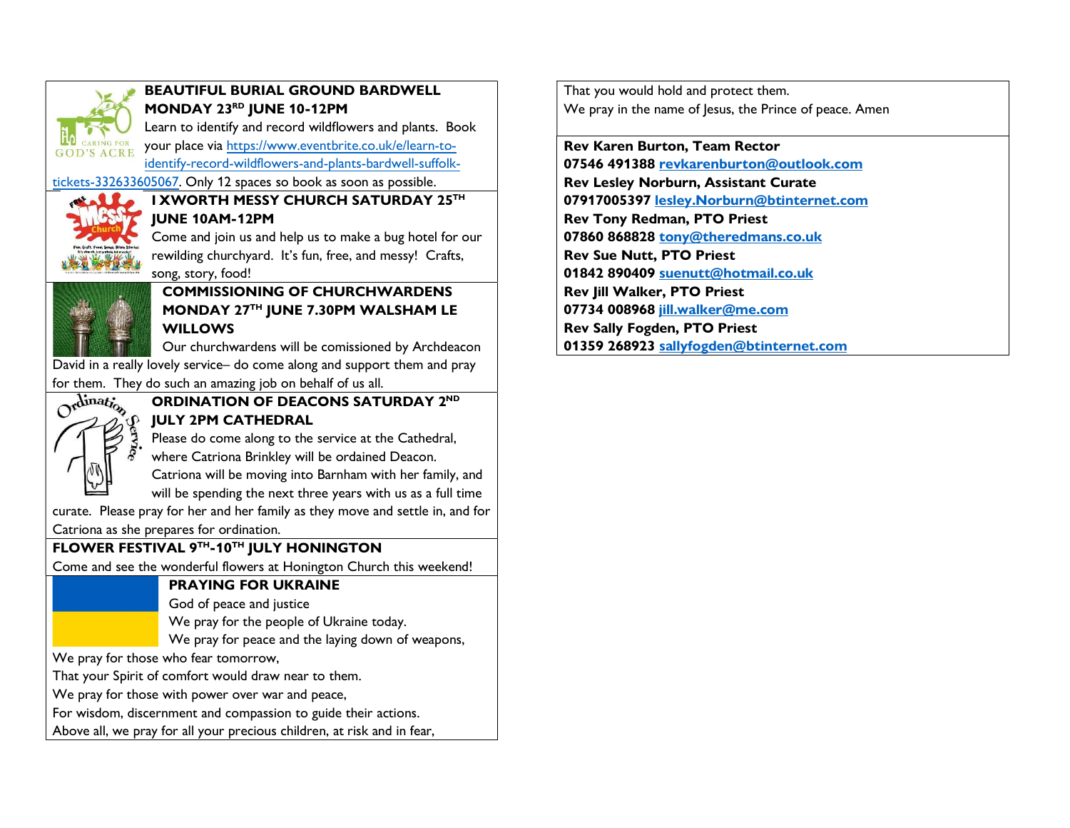**BEAUTIFUL BURIAL GROUND BARDWELL MONDAY 23RD JUNE 10-12PM**

Learn to identify and record wildflowers and plants. Book your place via https://www.eventbrite.co.uk/e/learn-to-identify-record-wildflowers-and-plants-bardwell-suffolk-tickets-332633605067. Only 12 spaces so book as soon as possible.

**IXWORTH MESSY CHURCH SATURDAY 25TH JUNE 10AM-12PM**

Come and join us and help us to make a bug hotel for our rewilding churchyard. It's fun, free, and messy! Crafts, song, story, food!

**COMMISSIONING OF CHURCHWARDENS MONDAY 27TH JUNE 7.30PM WALSHAM LE WILLOWS**

Our churchwardens will be comissioned by Archdeacon David in a really lovely service– do come along and support them and pray for them. They do such an amazing job on behalf of us all.

**ORDINATION OF DEACONS SATURDAY 2ND JULY 2PM CATHEDRAL**

Please do come along to the service at the Cathedral, where Catriona Brinkley will be ordained Deacon. Catriona will be moving into Barnham with her family, and will be spending the next three years with us as a full time curate. Please pray for her and her family as they move and settle in, and for Catriona as she prepares for ordination.

**FLOWER FESTIVAL 9TH-10TH JULY HONINGTON**

Come and see the wonderful flowers at Honington Church this weekend!

**PRAYING FOR UKRAINE**

God of peace and justice
We pray for the people of Ukraine today.
We pray for peace and the laying down of weapons,
We pray for those who fear tomorrow,
That your Spirit of comfort would draw near to them.
We pray for those with power over war and peace,
For wisdom, discernment and compassion to guide their actions.
Above all, we pray for all your precious children, at risk and in fear,
That you would hold and protect them.
We pray in the name of Jesus, the Prince of peace. Amen

**Rev Karen Burton, Team Rector**
**07546 491388 revkarenburton@outlook.com**
**Rev Lesley Norburn, Assistant Curate**
**07917005397 lesley.Norburn@btinternet.com**
**Rev Tony Redman, PTO Priest**
**07860 868828 tony@theredmans.co.uk**
**Rev Sue Nutt, PTO Priest**
**01842 890409 suenutt@hotmail.co.uk**
**Rev Jill Walker, PTO Priest**
**07734 008968 jill.walker@me.com**
**Rev Sally Fogden, PTO Priest**
**01359 268923 sallyfogden@btinternet.com**